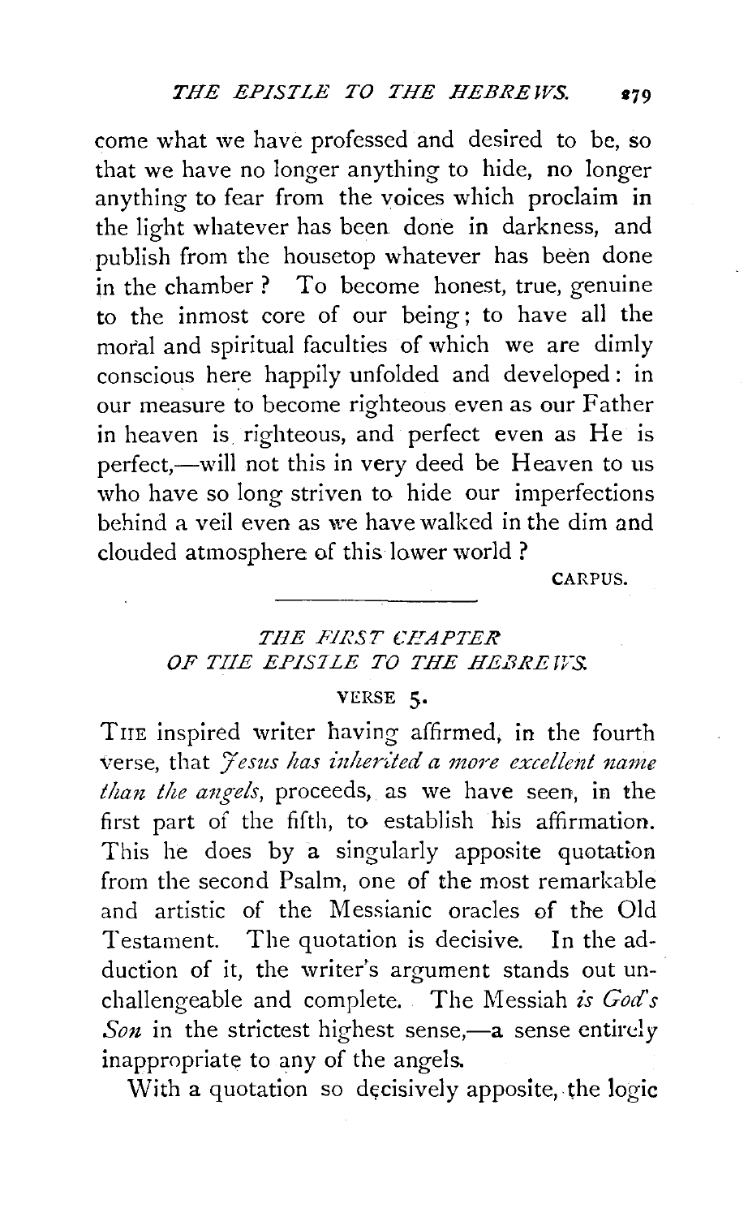come what we have professed and desired to be, so that we have no longer anything to hide, no longer anything to fear from the voices which proclaim in the light whatever has been done in darkness, and publish from the housetop whatever has been done in the chamber? To become honest, true, genuine to the inmost core of our being; to have all the moral and spiritual faculties of which we are dimly conscious here happily unfolded and developed: in our measure to become righteous even as our Father in heaven is righteous, and perfect even as He is perfect,—will not this in very deed be Heaven to us who have so long striven to hide our imperfections behind a veil even as we have walked in the dim and clouded atmosphere of this lower world?

CARPUS.

---

## *THE FIRST CHAPTER OF THE EPISTLE TO THE HEBREWS.*

### VERSE 5.

THE inspired writer having affirmed, in the fourth verse, that *Jesus has inherited a more excellent name than the angels*, proceeds, as we have seen, in the first part of the fifth, to establish his affirmation. This he does by a singularly apposite quotation from the second Psalm, one of the most remarkable and artistic of the Messianic oracles of the Old Testament. The quotation is decisive. In the adduction of it, the writer's argument stands out unchallengeable and complete. The Messiah *is God's Son* in the strictest highest sense,—a sense entirely inappropriate to any of the angels.

With a quotation so decisively apposite, the logic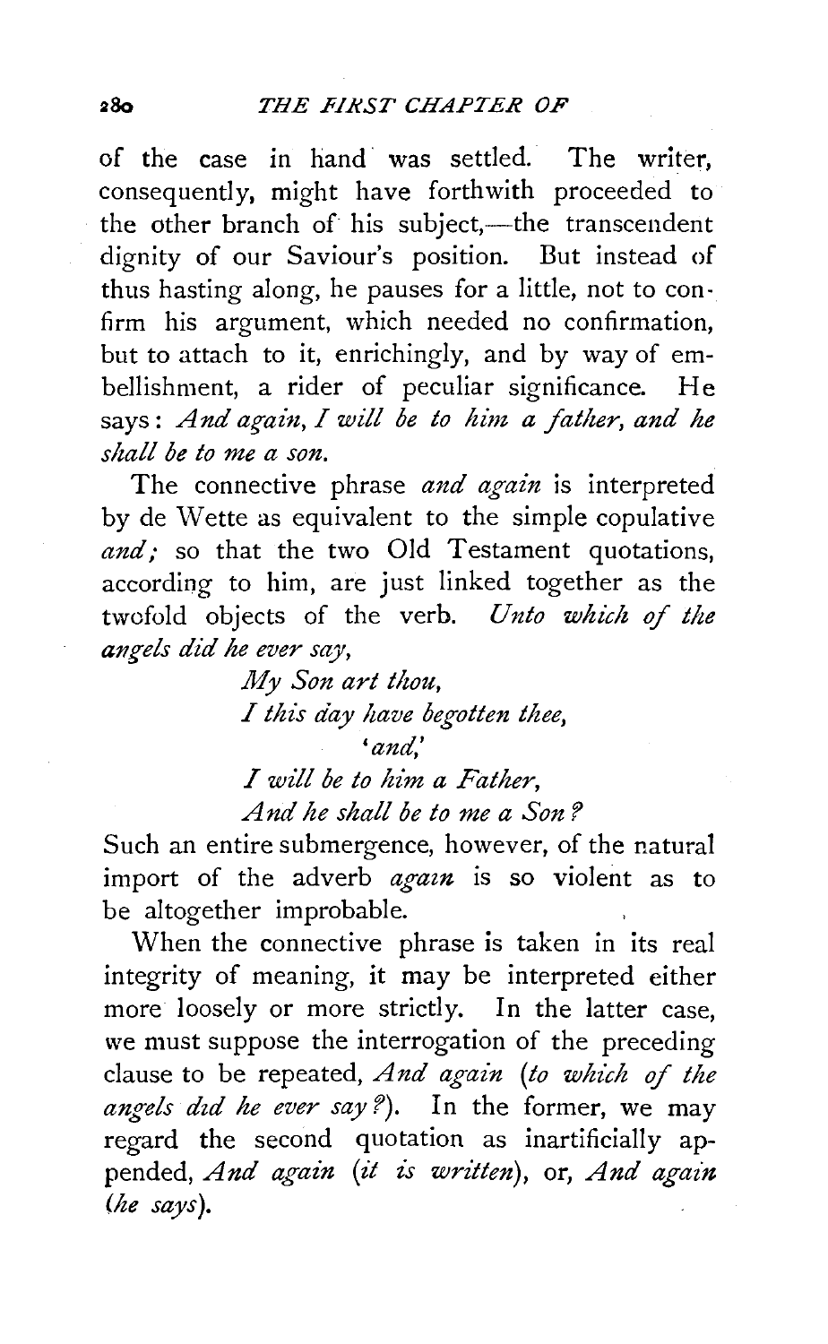of the case in hand was settled. The writer, consequently, might have forthwith proceeded to the other branch of his subject,—the transcendent dignity of our Saviour's position. But instead of thus hasting along, he pauses for a little, not to confirm his argument, which needed no confirmation, but to attach to it, enrichingly, and by way of embellishment, a rider of peculiar significance. He says: *And again, I will be to him a father, and he shall be to me a son.*

The connective phrase *and again* is interpreted by de Wette as equivalent to the simple copulative *and;* so that the two Old Testament quotations, according to him, are just linked together as the twofold objects of the verb. *Unto which of the angels did he ever say,*

> *My Son art thou,*
> *I this day have begotten thee,*
> *'and,'*
> *I will be to him a Father,*
> *And he shall be to me a Son?*

Such an entire submergence, however, of the natural import of the adverb *again* is so violent as to be altogether improbable.

When the connective phrase is taken in its real integrity of meaning, it may be interpreted either more loosely or more strictly. In the latter case, we must suppose the interrogation of the preceding clause to be repeated, *And again (to which of the angels did he ever say?).* In the former, we may regard the second quotation as inartificially appended, *And again (it is written),* or, *And again (he says).*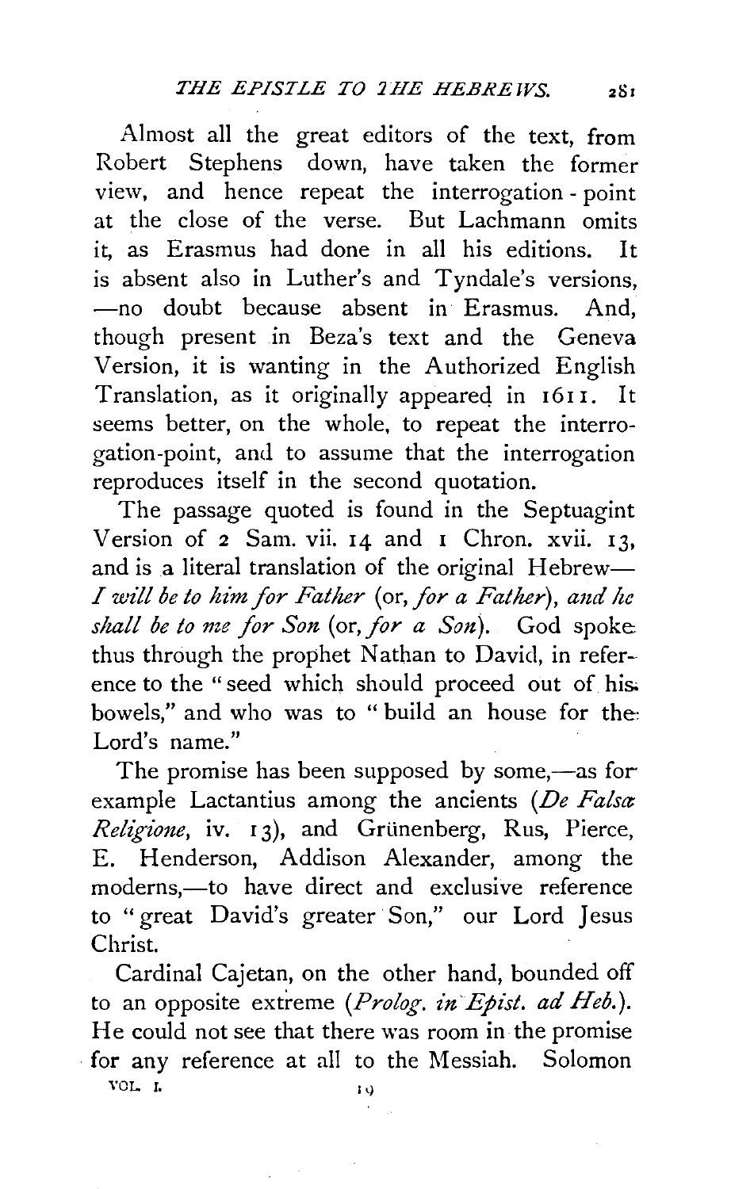Almost all the great editors of the text, from Robert Stephens down, have taken the former view, and hence repeat the interrogation-point at the close of the verse. But Lachmann omits it, as Erasmus had done in all his editions. It is absent also in Luther's and Tyndale's versions, —no doubt because absent in Erasmus. And, though present in Beza's text and the Geneva Version, it is wanting in the Authorized English Translation, as it originally appeared in 1611. It seems better, on the whole, to repeat the interrogation-point, and to assume that the interrogation reproduces itself in the second quotation.

The passage quoted is found in the Septuagint Version of 2 Sam. vii. 14 and 1 Chron. xvii. 13, and is a literal translation of the original Hebrew—*I will be to him for Father* (or, *for a Father*), *and he shall be to me for Son* (or, *for a Son*). God spoke thus through the prophet Nathan to David, in reference to the "seed which should proceed out of his bowels," and who was to "build an house for the Lord's name."

The promise has been supposed by some,—as for example Lactantius among the ancients (*De Falsa Religione*, iv. 13), and Grünenberg, Rus, Pierce, E. Henderson, Addison Alexander, among the moderns,—to have direct and exclusive reference to "great David's greater Son," our Lord Jesus Christ.

Cardinal Cajetan, on the other hand, bounded off to an opposite extreme (*Prolog. in Epist. ad Heb.*). He could not see that there was room in the promise for any reference at all to the Messiah. Solomon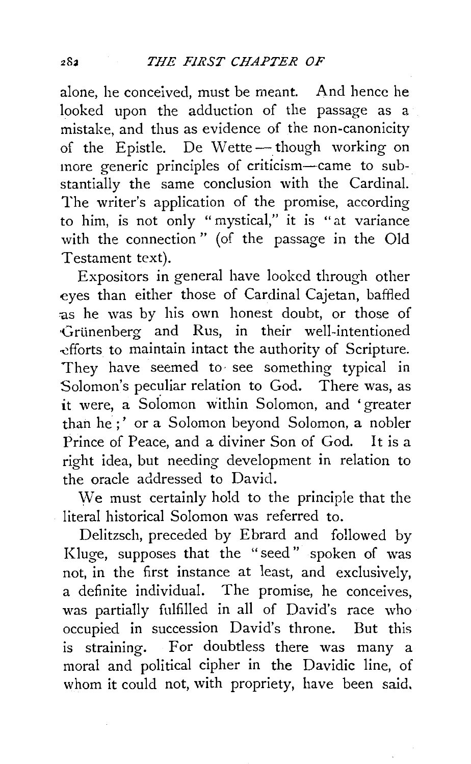alone, he conceived, must be meant. And hence he looked upon the adduction of the passage as a mistake, and thus as evidence of the non-canonicity of the Epistle. De Wette — though working on more generic principles of criticism—came to substantially the same conclusion with the Cardinal. The writer's application of the promise, according to him, is not only "mystical," it is "at variance with the connection" (of the passage in the Old Testament text).

Expositors in general have looked through other eyes than either those of Cardinal Cajetan, baffled as he was by his own honest doubt, or those of Grünenberg and Rus, in their well-intentioned efforts to maintain intact the authority of Scripture. They have seemed to see something typical in Solomon's peculiar relation to God. There was, as it were, a Solomon within Solomon, and 'greater than he;' or a Solomon beyond Solomon, a nobler Prince of Peace, and a diviner Son of God. It is a right idea, but needing development in relation to the oracle addressed to David.

We must certainly hold to the principle that the literal historical Solomon was referred to.

Delitzsch, preceded by Ebrard and followed by Kluge, supposes that the "seed" spoken of was not, in the first instance at least, and exclusively, a definite individual. The promise, he conceives, was partially fulfilled in all of David's race who occupied in succession David's throne. But this is straining. For doubtless there was many a moral and political cipher in the Davidic line, of whom it could not, with propriety, have been said,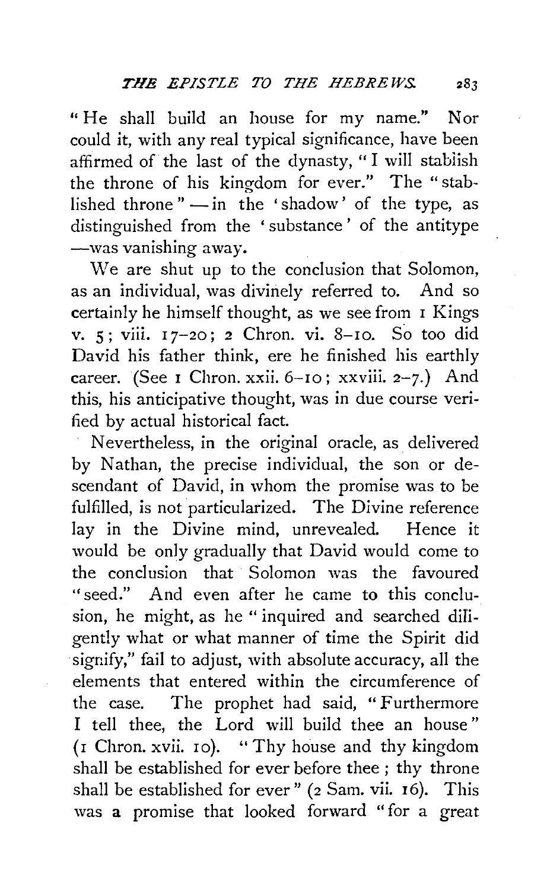"He shall build an house for my name." Nor could it, with any real typical significance, have been affirmed of the last of the dynasty, "I will stablish the throne of his kingdom for ever." The "stablished throne" — in the 'shadow' of the type, as distinguished from the 'substance' of the antitype —was vanishing away.

We are shut up to the conclusion that Solomon, as an individual, was divinely referred to. And so certainly he himself thought, as we see from 1 Kings v. 5; viii. 17–20; 2 Chron. vi. 8–10. So too did David his father think, ere he finished his earthly career. (See 1 Chron. xxii. 6–10; xxviii. 2–7.) And this, his anticipative thought, was in due course verified by actual historical fact.

Nevertheless, in the original oracle, as delivered by Nathan, the precise individual, the son or descendant of David, in whom the promise was to be fulfilled, is not particularized. The Divine reference lay in the Divine mind, unrevealed. Hence it would be only gradually that David would come to the conclusion that Solomon was the favoured "seed." And even after he came to this conclusion, he might, as he "inquired and searched diligently what or what manner of time the Spirit did signify," fail to adjust, with absolute accuracy, all the elements that entered within the circumference of the case. The prophet had said, "Furthermore I tell thee, the Lord will build thee an house" (1 Chron. xvii. 10). "Thy house and thy kingdom shall be established for ever before thee; thy throne shall be established for ever" (2 Sam. vii. 16). This was a promise that looked forward "for a great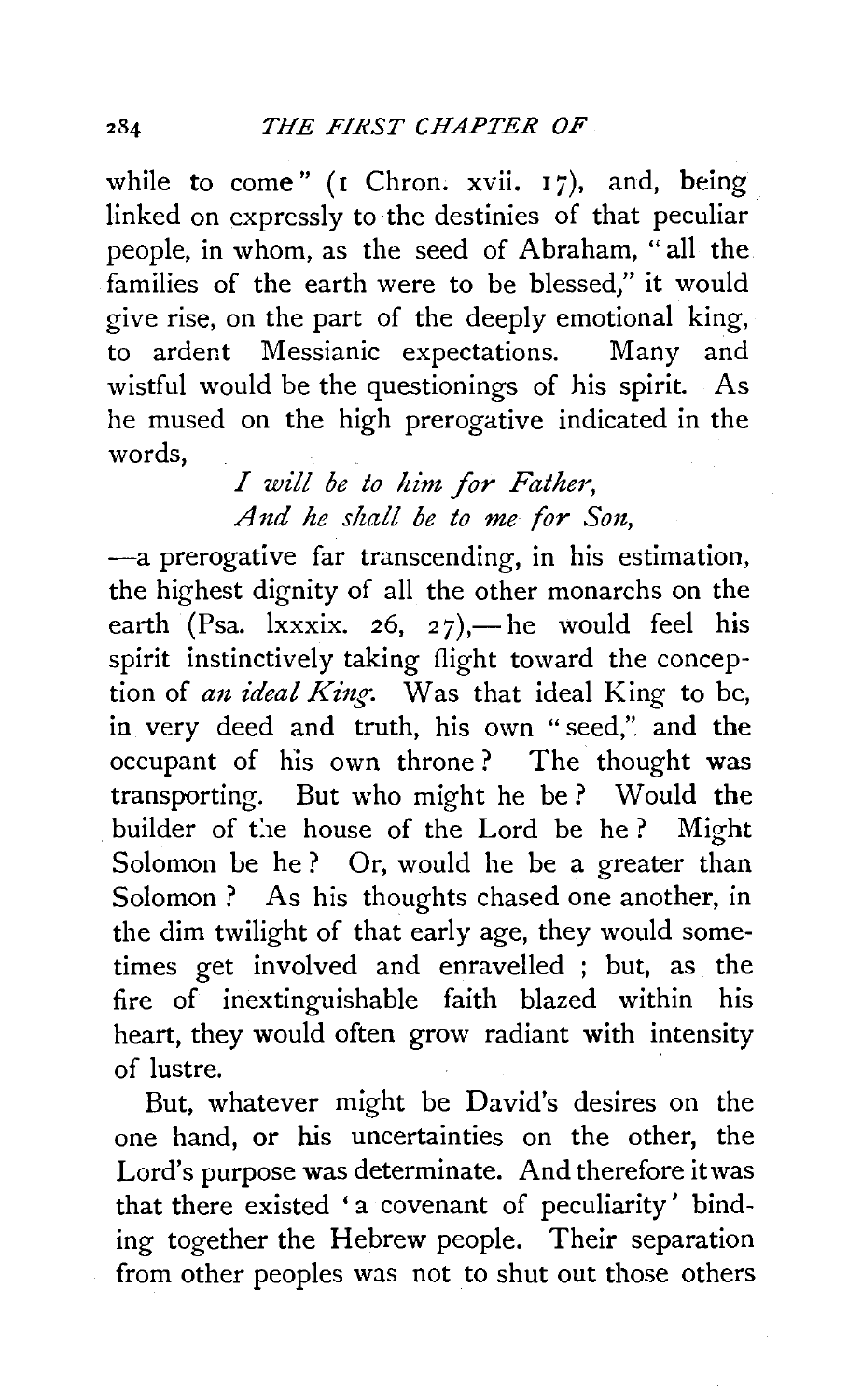while to come" (1 Chron. xvii. 17), and, being linked on expressly to the destinies of that peculiar people, in whom, as the seed of Abraham, "all the families of the earth were to be blessed," it would give rise, on the part of the deeply emotional king, to ardent Messianic expectations. Many and wistful would be the questionings of his spirit. As he mused on the high prerogative indicated in the words,

> *I will be to him for Father,*
> *And he shall be to me for Son,*

—a prerogative far transcending, in his estimation, the highest dignity of all the other monarchs on the earth (Psa. lxxxix. 26, 27),—he would feel his spirit instinctively taking flight toward the conception of *an ideal King*. Was that ideal King to be, in very deed and truth, his own "seed," and the occupant of his own throne? The thought was transporting. But who might he be? Would the builder of the house of the Lord be he? Might Solomon be he? Or, would he be a greater than Solomon? As his thoughts chased one another, in the dim twilight of that early age, they would sometimes get involved and enravelled; but, as the fire of inextinguishable faith blazed within his heart, they would often grow radiant with intensity of lustre.

But, whatever might be David's desires on the one hand, or his uncertainties on the other, the Lord's purpose was determinate. And therefore it was that there existed 'a covenant of peculiarity' binding together the Hebrew people. Their separation from other peoples was not to shut out those others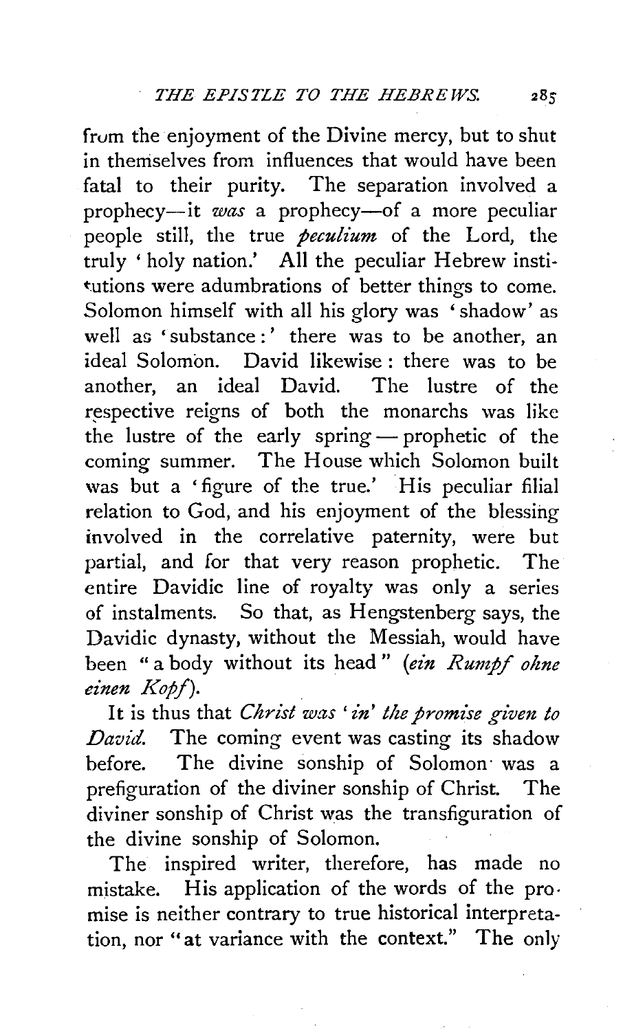from the enjoyment of the Divine mercy, but to shut in themselves from influences that would have been fatal to their purity. The separation involved a prophecy—it *was* a prophecy—of a more peculiar people still, the true *peculium* of the Lord, the truly 'holy nation.' All the peculiar Hebrew institutions were adumbrations of better things to come. Solomon himself with all his glory was 'shadow' as well as 'substance:' there was to be another, an ideal Solomon. David likewise: there was to be another, an ideal David. The lustre of the respective reigns of both the monarchs was like the lustre of the early spring — prophetic of the coming summer. The House which Solomon built was but a 'figure of the true.' His peculiar filial relation to God, and his enjoyment of the blessing involved in the correlative paternity, were but partial, and for that very reason prophetic. The entire Davidic line of royalty was only a series of instalments. So that, as Hengstenberg says, the Davidic dynasty, without the Messiah, would have been "a body without its head" (*ein Rumpf ohne einen Kopf*).

It is thus that *Christ was 'in' the promise given to David.* The coming event was casting its shadow before. The divine sonship of Solomon was a prefiguration of the diviner sonship of Christ. The diviner sonship of Christ was the transfiguration of the divine sonship of Solomon.

The inspired writer, therefore, has made no mistake. His application of the words of the promise is neither contrary to true historical interpretation, nor "at variance with the context." The only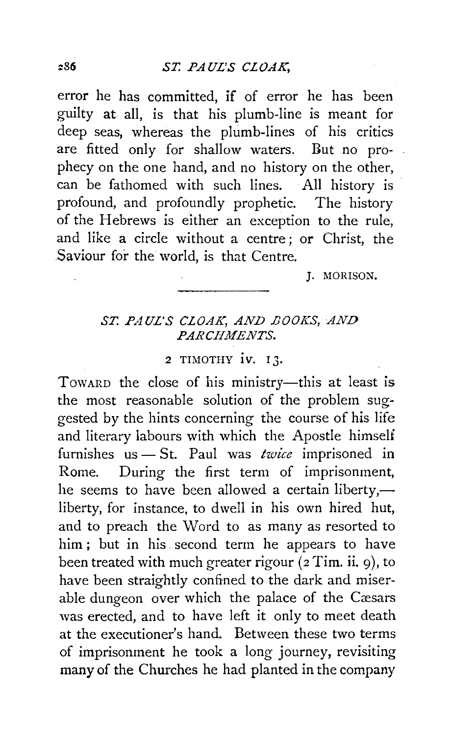error he has committed, if of error he has been guilty at all, is that his plumb-line is meant for deep seas, whereas the plumb-lines of his critics are fitted only for shallow waters. But no prophecy on the one hand, and no history on the other, can be fathomed with such lines. All history is profound, and profoundly prophetic. The history of the Hebrews is either an exception to the rule, and like a circle without a centre; or Christ, the Saviour for the world, is that Centre.

J. MORISON.

---

## *ST. PAUL'S CLOAK, AND BOOKS, AND PARCHMENTS.*

2 TIMOTHY iv. 13.

TOWARD the close of his ministry—this at least is the most reasonable solution of the problem suggested by the hints concerning the course of his life and literary labours with which the Apostle himself furnishes us — St. Paul was *twice* imprisoned in Rome. During the first term of imprisonment, he seems to have been allowed a certain liberty,—liberty, for instance, to dwell in his own hired hut, and to preach the Word to as many as resorted to him; but in his second term he appears to have been treated with much greater rigour (2 Tim. ii. 9), to have been straightly confined to the dark and miserable dungeon over which the palace of the Cæsars was erected, and to have left it only to meet death at the executioner's hand. Between these two terms of imprisonment he took a long journey, revisiting many of the Churches he had planted in the company